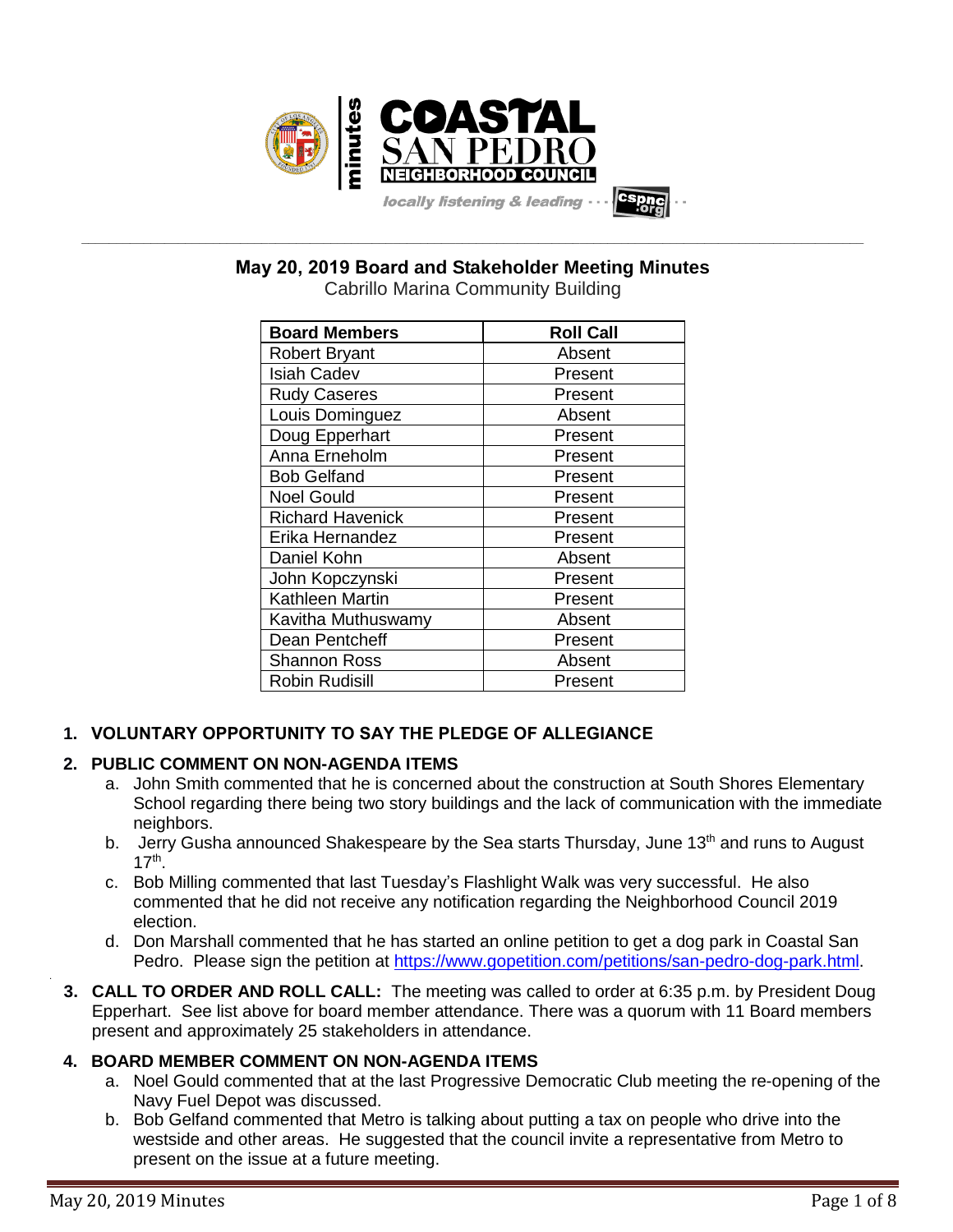# May 20, 2019 Board and Stakeholder Meeting Minutes

Cabrillo Marina Community Building

| Board Members | Roll Call |
|---|---|
| Robert Bryant | Absent |
| Isiah Cadev | Present |
| Rudy Caseres | Present |
| Louis Dominguez | Absent |
| Doug Epperhart | Present |
| Anna Erneholm | Present |
| Bob Gelfand | Present |
| Noel Gould | Present |
| Richard Havenick | Present |
| Erika Hernandez | Present |
| Daniel Kohn | Absent |
| John Kopczynski | Present |
| Kathleen Martin | Present |
| Kavitha Muthuswamy | Absent |
| Dean Pentcheff | Present |
| Shannon Ross | Absent |
| Robin Rudisill | Present |

1. **VOLUNTARY OPPORTUNITY TO SAY THE PLEDGE OF ALLEGIANCE**

2. **PUBLIC COMMENT ON NON-AGENDA ITEMS**
   a. John Smith commented that he is concerned about the construction at South Shores Elementary School regarding there being two story buildings and the lack of communication with the immediate neighbors.
   b. Jerry Gusha announced Shakespeare by the Sea starts Thursday, June 13th and runs to August 17th.
   c. Bob Milling commented that last Tuesday's Flashlight Walk was very successful. He also commented that he did not receive any notification regarding the Neighborhood Council 2019 election.
   d. Don Marshall commented that he has started an online petition to get a dog park in Coastal San Pedro. Please sign the petition at https://www.gopetition.com/petitions/san-pedro-dog-park.html.

3. **CALL TO ORDER AND ROLL CALL:** The meeting was called to order at 6:35 p.m. by President Doug Epperhart. See list above for board member attendance. There was a quorum with 11 Board members present and approximately 25 stakeholders in attendance.

4. **BOARD MEMBER COMMENT ON NON-AGENDA ITEMS**
   a. Noel Gould commented that at the last Progressive Democratic Club meeting the re-opening of the Navy Fuel Depot was discussed.
   b. Bob Gelfand commented that Metro is talking about putting a tax on people who drive into the westside and other areas. He suggested that the council invite a representative from Metro to present on the issue at a future meeting.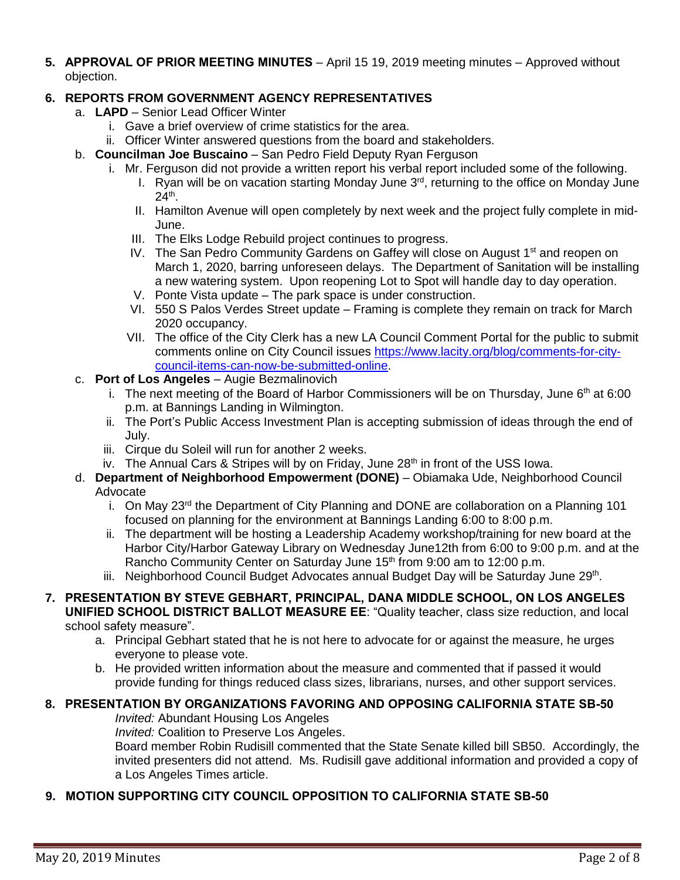5. **APPROVAL OF PRIOR MEETING MINUTES** – April 15 19, 2019 meeting minutes – Approved without objection.

6. **REPORTS FROM GOVERNMENT AGENCY REPRESENTATIVES**
   a. **LAPD** – Senior Lead Officer Winter
      i. Gave a brief overview of crime statistics for the area.
      ii. Officer Winter answered questions from the board and stakeholders.
   b. **Councilman Joe Buscaino** – San Pedro Field Deputy Ryan Ferguson
      i. Mr. Ferguson did not provide a written report his verbal report included some of the following.
         I. Ryan will be on vacation starting Monday June 3rd, returning to the office on Monday June 24th.
         II. Hamilton Avenue will open completely by next week and the project fully complete in mid-June.
         III. The Elks Lodge Rebuild project continues to progress.
         IV. The San Pedro Community Gardens on Gaffey will close on August 1st and reopen on March 1, 2020, barring unforeseen delays. The Department of Sanitation will be installing a new watering system. Upon reopening Lot to Spot will handle day to day operation.
         V. Ponte Vista update – The park space is under construction.
         VI. 550 S Palos Verdes Street update – Framing is complete they remain on track for March 2020 occupancy.
         VII. The office of the City Clerk has a new LA Council Comment Portal for the public to submit comments online on City Council issues https://www.lacity.org/blog/comments-for-city-council-items-can-now-be-submitted-online.
   c. **Port of Los Angeles** – Augie Bezmalinovich
      i. The next meeting of the Board of Harbor Commissioners will be on Thursday, June 6th at 6:00 p.m. at Bannings Landing in Wilmington.
      ii. The Port's Public Access Investment Plan is accepting submission of ideas through the end of July.
      iii. Cirque du Soleil will run for another 2 weeks.
      iv. The Annual Cars & Stripes will by on Friday, June 28th in front of the USS Iowa.
   d. **Department of Neighborhood Empowerment (DONE)** – Obiamaka Ude, Neighborhood Council Advocate
      i. On May 23rd the Department of City Planning and DONE are collaboration on a Planning 101 focused on planning for the environment at Bannings Landing 6:00 to 8:00 p.m.
      ii. The department will be hosting a Leadership Academy workshop/training for new board at the Harbor City/Harbor Gateway Library on Wednesday June12th from 6:00 to 9:00 p.m. and at the Rancho Community Center on Saturday June 15th from 9:00 am to 12:00 p.m.
      iii. Neighborhood Council Budget Advocates annual Budget Day will be Saturday June 29th.

7. **PRESENTATION BY STEVE GEBHART, PRINCIPAL, DANA MIDDLE SCHOOL, ON LOS ANGELES UNIFIED SCHOOL DISTRICT BALLOT MEASURE EE**: "Quality teacher, class size reduction, and local school safety measure".
   a. Principal Gebhart stated that he is not here to advocate for or against the measure, he urges everyone to please vote.
   b. He provided written information about the measure and commented that if passed it would provide funding for things reduced class sizes, librarians, nurses, and other support services.

8. **PRESENTATION BY ORGANIZATIONS FAVORING AND OPPOSING CALIFORNIA STATE SB-50**

   *Invited:* Abundant Housing Los Angeles

   *Invited:* Coalition to Preserve Los Angeles.

   Board member Robin Rudisill commented that the State Senate killed bill SB50. Accordingly, the invited presenters did not attend. Ms. Rudisill gave additional information and provided a copy of a Los Angeles Times article.

9. **MOTION SUPPORTING CITY COUNCIL OPPOSITION TO CALIFORNIA STATE SB-50**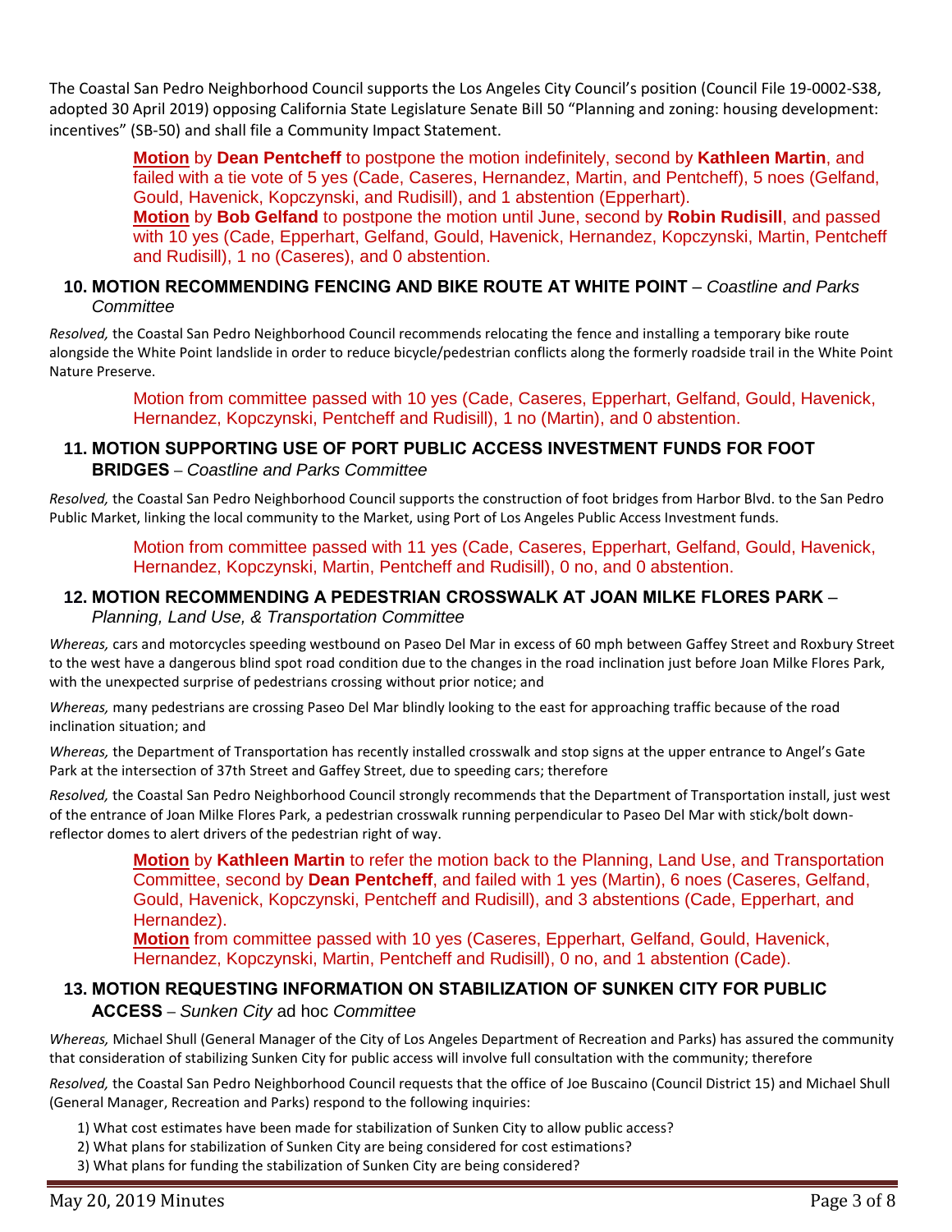The Coastal San Pedro Neighborhood Council supports the Los Angeles City Council's position (Council File 19-0002-S38, adopted 30 April 2019) opposing California State Legislature Senate Bill 50 "Planning and zoning: housing development: incentives" (SB-50) and shall file a Community Impact Statement.

> **Motion** by **Dean Pentcheff** to postpone the motion indefinitely, second by **Kathleen Martin**, and failed with a tie vote of 5 yes (Cade, Caseres, Hernandez, Martin, and Pentcheff), 5 noes (Gelfand, Gould, Havenick, Kopczynski, and Rudisill), and 1 abstention (Epperhart).
> **Motion** by **Bob Gelfand** to postpone the motion until June, second by **Robin Rudisill**, and passed with 10 yes (Cade, Epperhart, Gelfand, Gould, Havenick, Hernandez, Kopczynski, Martin, Pentcheff and Rudisill), 1 no (Caseres), and 0 abstention.

### 10. MOTION RECOMMENDING FENCING AND BIKE ROUTE AT WHITE POINT – *Coastline and Parks Committee*

*Resolved,* the Coastal San Pedro Neighborhood Council recommends relocating the fence and installing a temporary bike route alongside the White Point landslide in order to reduce bicycle/pedestrian conflicts along the formerly roadside trail in the White Point Nature Preserve.

> Motion from committee passed with 10 yes (Cade, Caseres, Epperhart, Gelfand, Gould, Havenick, Hernandez, Kopczynski, Pentcheff and Rudisill), 1 no (Martin), and 0 abstention.

### 11. MOTION SUPPORTING USE OF PORT PUBLIC ACCESS INVESTMENT FUNDS FOR FOOT BRIDGES – *Coastline and Parks Committee*

*Resolved,* the Coastal San Pedro Neighborhood Council supports the construction of foot bridges from Harbor Blvd. to the San Pedro Public Market, linking the local community to the Market, using Port of Los Angeles Public Access Investment funds.

> Motion from committee passed with 11 yes (Cade, Caseres, Epperhart, Gelfand, Gould, Havenick, Hernandez, Kopczynski, Martin, Pentcheff and Rudisill), 0 no, and 0 abstention.

### 12. MOTION RECOMMENDING A PEDESTRIAN CROSSWALK AT JOAN MILKE FLORES PARK – *Planning, Land Use, & Transportation Committee*

*Whereas,* cars and motorcycles speeding westbound on Paseo Del Mar in excess of 60 mph between Gaffey Street and Roxbury Street to the west have a dangerous blind spot road condition due to the changes in the road inclination just before Joan Milke Flores Park, with the unexpected surprise of pedestrians crossing without prior notice; and

*Whereas,* many pedestrians are crossing Paseo Del Mar blindly looking to the east for approaching traffic because of the road inclination situation; and

*Whereas,* the Department of Transportation has recently installed crosswalk and stop signs at the upper entrance to Angel's Gate Park at the intersection of 37th Street and Gaffey Street, due to speeding cars; therefore

*Resolved,* the Coastal San Pedro Neighborhood Council strongly recommends that the Department of Transportation install, just west of the entrance of Joan Milke Flores Park, a pedestrian crosswalk running perpendicular to Paseo Del Mar with stick/bolt down-reflector domes to alert drivers of the pedestrian right of way.

> **Motion** by **Kathleen Martin** to refer the motion back to the Planning, Land Use, and Transportation Committee, second by **Dean Pentcheff**, and failed with 1 yes (Martin), 6 noes (Caseres, Gelfand, Gould, Havenick, Kopczynski, Pentcheff and Rudisill), and 3 abstentions (Cade, Epperhart, and Hernandez).
> **Motion** from committee passed with 10 yes (Caseres, Epperhart, Gelfand, Gould, Havenick, Hernandez, Kopczynski, Martin, Pentcheff and Rudisill), 0 no, and 1 abstention (Cade).

### 13. MOTION REQUESTING INFORMATION ON STABILIZATION OF SUNKEN CITY FOR PUBLIC ACCESS – *Sunken City* ad hoc *Committee*

*Whereas,* Michael Shull (General Manager of the City of Los Angeles Department of Recreation and Parks) has assured the community that consideration of stabilizing Sunken City for public access will involve full consultation with the community; therefore

*Resolved,* the Coastal San Pedro Neighborhood Council requests that the office of Joe Buscaino (Council District 15) and Michael Shull (General Manager, Recreation and Parks) respond to the following inquiries:

1) What cost estimates have been made for stabilization of Sunken City to allow public access?
2) What plans for stabilization of Sunken City are being considered for cost estimations?
3) What plans for funding the stabilization of Sunken City are being considered?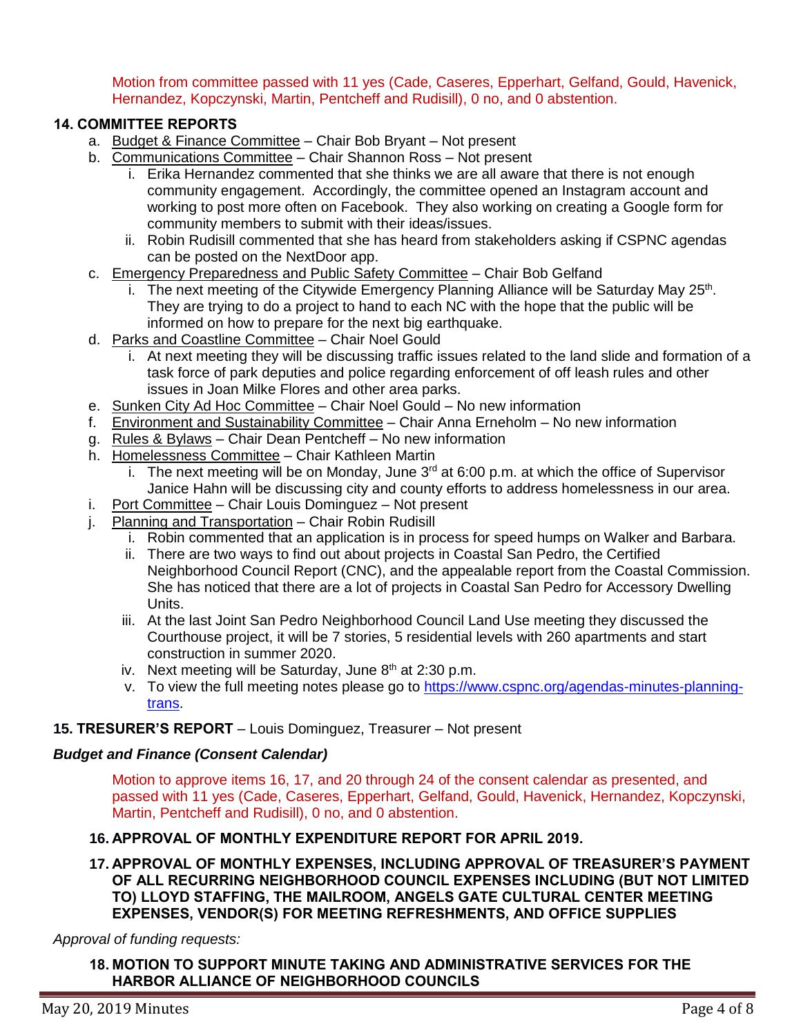Motion from committee passed with 11 yes (Cade, Caseres, Epperhart, Gelfand, Gould, Havenick, Hernandez, Kopczynski, Martin, Pentcheff and Rudisill), 0 no, and 0 abstention.

**14. COMMITTEE REPORTS**

a. Budget & Finance Committee – Chair Bob Bryant – Not present

b. Communications Committee – Chair Shannon Ross – Not present

   i. Erika Hernandez commented that she thinks we are all aware that there is not enough community engagement. Accordingly, the committee opened an Instagram account and working to post more often on Facebook. They also working on creating a Google form for community members to submit with their ideas/issues.

   ii. Robin Rudisill commented that she has heard from stakeholders asking if CSPNC agendas can be posted on the NextDoor app.

c. Emergency Preparedness and Public Safety Committee – Chair Bob Gelfand

   i. The next meeting of the Citywide Emergency Planning Alliance will be Saturday May 25th. They are trying to do a project to hand to each NC with the hope that the public will be informed on how to prepare for the next big earthquake.

d. Parks and Coastline Committee – Chair Noel Gould

   i. At next meeting they will be discussing traffic issues related to the land slide and formation of a task force of park deputies and police regarding enforcement of off leash rules and other issues in Joan Milke Flores and other area parks.

e. Sunken City Ad Hoc Committee – Chair Noel Gould – No new information

f. Environment and Sustainability Committee – Chair Anna Erneholm – No new information

g. Rules & Bylaws – Chair Dean Pentcheff – No new information

h. Homelessness Committee – Chair Kathleen Martin

   i. The next meeting will be on Monday, June 3rd at 6:00 p.m. at which the office of Supervisor Janice Hahn will be discussing city and county efforts to address homelessness in our area.

i. Port Committee – Chair Louis Dominguez – Not present

j. Planning and Transportation – Chair Robin Rudisill

   i. Robin commented that an application is in process for speed humps on Walker and Barbara.

   ii. There are two ways to find out about projects in Coastal San Pedro, the Certified Neighborhood Council Report (CNC), and the appealable report from the Coastal Commission. She has noticed that there are a lot of projects in Coastal San Pedro for Accessory Dwelling Units.

   iii. At the last Joint San Pedro Neighborhood Council Land Use meeting they discussed the Courthouse project, it will be 7 stories, 5 residential levels with 260 apartments and start construction in summer 2020.

   iv. Next meeting will be Saturday, June 8th at 2:30 p.m.

   v. To view the full meeting notes please go to https://www.cspnc.org/agendas-minutes-planning-trans.

**15. TRESURER'S REPORT** – Louis Dominguez, Treasurer – Not present

***Budget and Finance (Consent Calendar)***

Motion to approve items 16, 17, and 20 through 24 of the consent calendar as presented, and passed with 11 yes (Cade, Caseres, Epperhart, Gelfand, Gould, Havenick, Hernandez, Kopczynski, Martin, Pentcheff and Rudisill), 0 no, and 0 abstention.

**16. APPROVAL OF MONTHLY EXPENDITURE REPORT FOR APRIL 2019.**

**17. APPROVAL OF MONTHLY EXPENSES, INCLUDING APPROVAL OF TREASURER'S PAYMENT OF ALL RECURRING NEIGHBORHOOD COUNCIL EXPENSES INCLUDING (BUT NOT LIMITED TO) LLOYD STAFFING, THE MAILROOM, ANGELS GATE CULTURAL CENTER MEETING EXPENSES, VENDOR(S) FOR MEETING REFRESHMENTS, AND OFFICE SUPPLIES**

*Approval of funding requests:*

**18. MOTION TO SUPPORT MINUTE TAKING AND ADMINISTRATIVE SERVICES FOR THE HARBOR ALLIANCE OF NEIGHBORHOOD COUNCILS**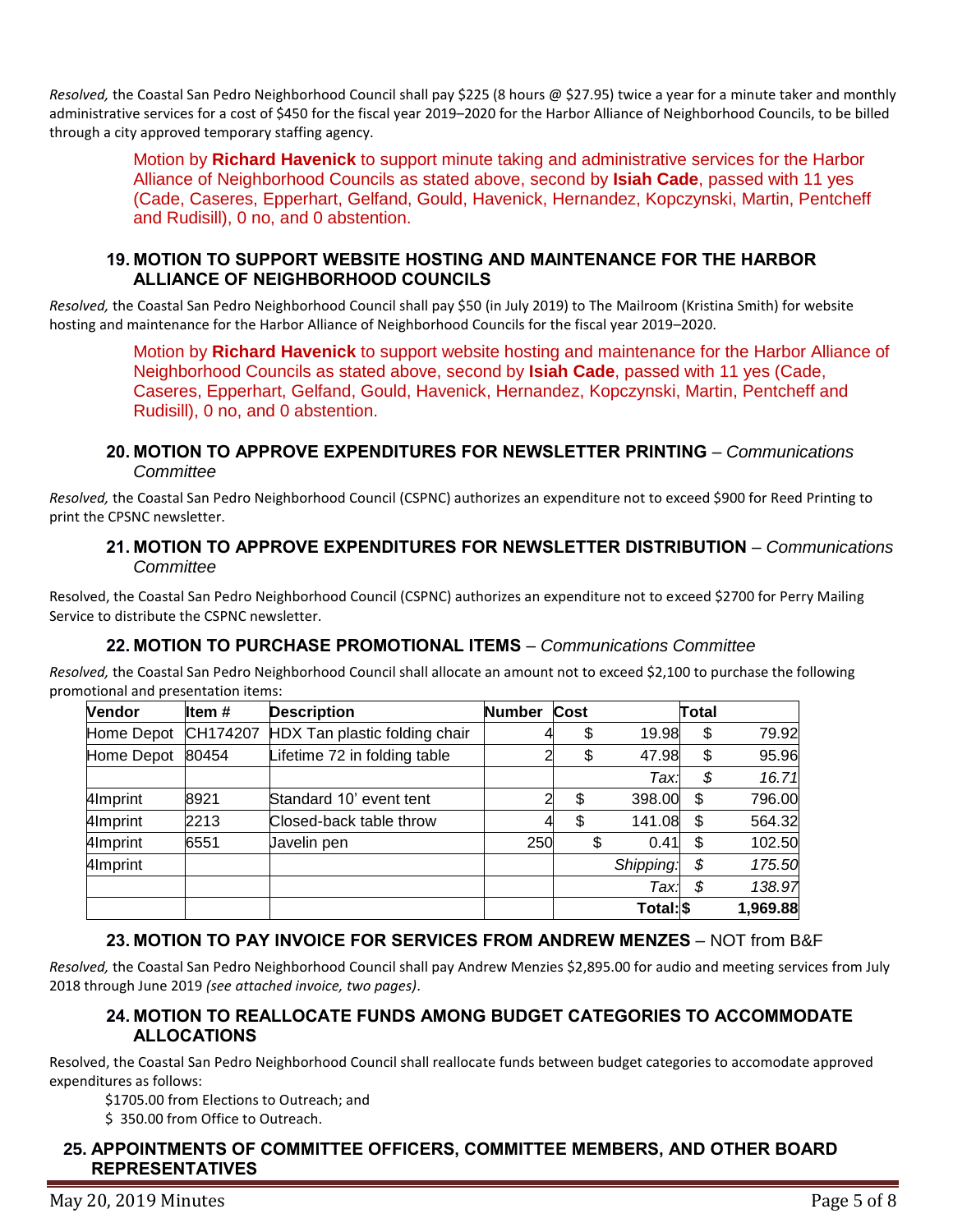*Resolved,* the Coastal San Pedro Neighborhood Council shall pay $225 (8 hours @ $27.95) twice a year for a minute taker and monthly administrative services for a cost of $450 for the fiscal year 2019–2020 for the Harbor Alliance of Neighborhood Councils, to be billed through a city approved temporary staffing agency.

> Motion by **Richard Havenick** to support minute taking and administrative services for the Harbor Alliance of Neighborhood Councils as stated above, second by **Isiah Cade**, passed with 11 yes (Cade, Caseres, Epperhart, Gelfand, Gould, Havenick, Hernandez, Kopczynski, Martin, Pentcheff and Rudisill), 0 no, and 0 abstention.

### 19. MOTION TO SUPPORT WEBSITE HOSTING AND MAINTENANCE FOR THE HARBOR ALLIANCE OF NEIGHBORHOOD COUNCILS

*Resolved,* the Coastal San Pedro Neighborhood Council shall pay $50 (in July 2019) to The Mailroom (Kristina Smith) for website hosting and maintenance for the Harbor Alliance of Neighborhood Councils for the fiscal year 2019–2020.

> Motion by **Richard Havenick** to support website hosting and maintenance for the Harbor Alliance of Neighborhood Councils as stated above, second by **Isiah Cade**, passed with 11 yes (Cade, Caseres, Epperhart, Gelfand, Gould, Havenick, Hernandez, Kopczynski, Martin, Pentcheff and Rudisill), 0 no, and 0 abstention.

### 20. MOTION TO APPROVE EXPENDITURES FOR NEWSLETTER PRINTING – *Communications Committee*

*Resolved,* the Coastal San Pedro Neighborhood Council (CSPNC) authorizes an expenditure not to exceed $900 for Reed Printing to print the CPSNC newsletter.

### 21. MOTION TO APPROVE EXPENDITURES FOR NEWSLETTER DISTRIBUTION – *Communications Committee*

Resolved, the Coastal San Pedro Neighborhood Council (CSPNC) authorizes an expenditure not to exceed $2700 for Perry Mailing Service to distribute the CSPNC newsletter.

### 22. MOTION TO PURCHASE PROMOTIONAL ITEMS – *Communications Committee*

*Resolved,* the Coastal San Pedro Neighborhood Council shall allocate an amount not to exceed $2,100 to purchase the following promotional and presentation items:

| Vendor | Item # | Description | Number | Cost | Total |
|---|---|---|---|---|---|
| Home Depot | CH174207 | HDX Tan plastic folding chair | 4 | $ 19.98 | $ 79.92 |
| Home Depot | 80454 | Lifetime 72 in folding table | 2 | $ 47.98 | $ 95.96 |
| | | | | *Tax:* | *$ 16.71* |
| 4Imprint | 8921 | Standard 10' event tent | 2 | $ 398.00 | $ 796.00 |
| 4Imprint | 2213 | Closed-back table throw | 4 | $ 141.08 | $ 564.32 |
| 4Imprint | 6551 | Javelin pen | 250 | $ 0.41 | $ 102.50 |
| 4Imprint | | | | *Shipping:* | *$ 175.50* |
| | | | | *Tax:* | *$ 138.97* |
| | | | | **Total:** | **$ 1,969.88** |

### 23. MOTION TO PAY INVOICE FOR SERVICES FROM ANDREW MENZES – NOT from B&F

*Resolved,* the Coastal San Pedro Neighborhood Council shall pay Andrew Menzies $2,895.00 for audio and meeting services from July 2018 through June 2019 *(see attached invoice, two pages)*.

### 24. MOTION TO REALLOCATE FUNDS AMONG BUDGET CATEGORIES TO ACCOMMODATE ALLOCATIONS

Resolved, the Coastal San Pedro Neighborhood Council shall reallocate funds between budget categories to accomodate approved expenditures as follows:

$1705.00 from Elections to Outreach; and
$ 350.00 from Office to Outreach.

### 25. APPOINTMENTS OF COMMITTEE OFFICERS, COMMITTEE MEMBERS, AND OTHER BOARD REPRESENTATIVES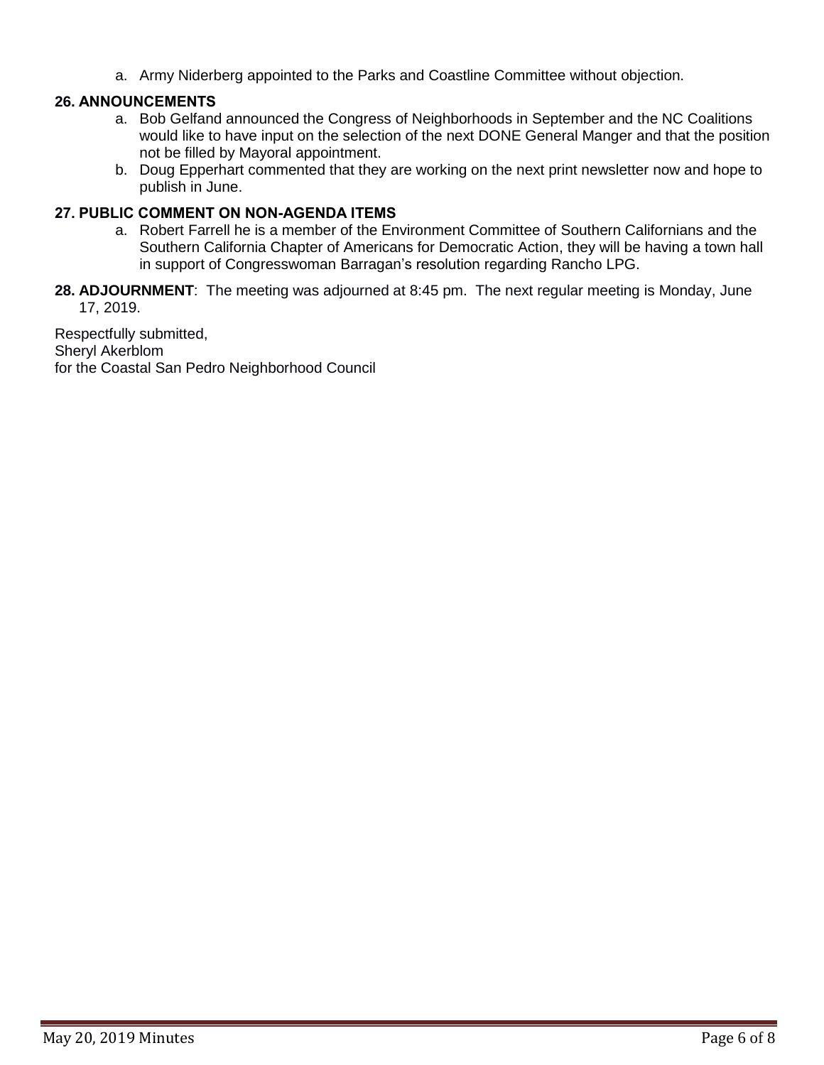a. Army Niderberg appointed to the Parks and Coastline Committee without objection.

**26. ANNOUNCEMENTS**

a. Bob Gelfand announced the Congress of Neighborhoods in September and the NC Coalitions would like to have input on the selection of the next DONE General Manger and that the position not be filled by Mayoral appointment.
b. Doug Epperhart commented that they are working on the next print newsletter now and hope to publish in June.

**27. PUBLIC COMMENT ON NON-AGENDA ITEMS**

a. Robert Farrell he is a member of the Environment Committee of Southern Californians and the Southern California Chapter of Americans for Democratic Action, they will be having a town hall in support of Congresswoman Barragan's resolution regarding Rancho LPG.

**28. ADJOURNMENT**: The meeting was adjourned at 8:45 pm. The next regular meeting is Monday, June 17, 2019.

Respectfully submitted,
Sheryl Akerblom
for the Coastal San Pedro Neighborhood Council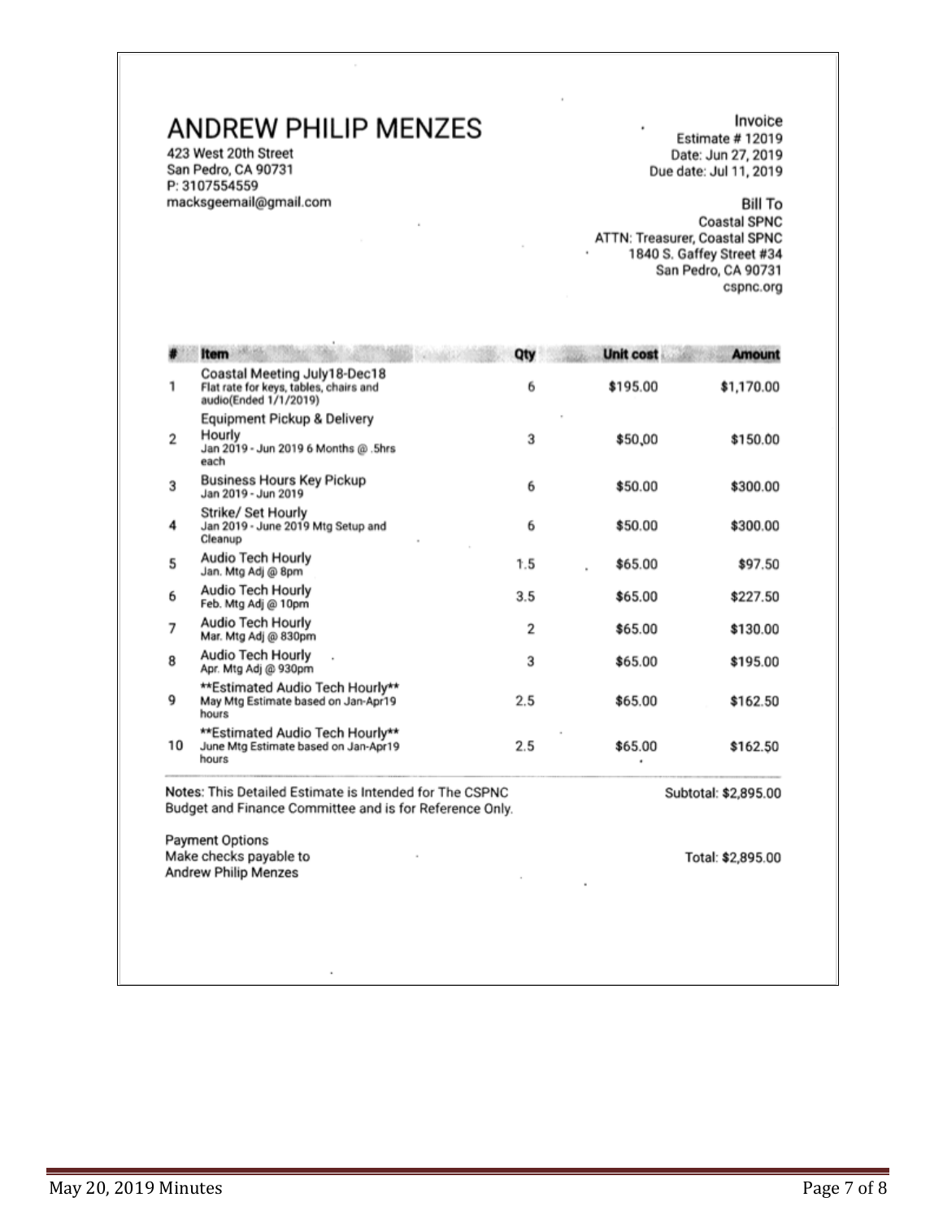# ANDREW PHILIP MENZES

423 West 20th Street
San Pedro, CA 90731
P: 3107554559
macksgeemail@gmail.com

Invoice
Estimate # 12019
Date: Jun 27, 2019
Due date: Jul 11, 2019

Bill To
Coastal SPNC
ATTN: Treasurer, Coastal SPNC
1840 S. Gaffey Street #34
San Pedro, CA 90731
cspnc.org

| # | Item | Qty | Unit cost | Amount |
|---|---|---|---|---|
| 1 | Coastal Meeting July18-Dec18<br>Flat rate for keys, tables, chairs and audio(Ended 1/1/2019) | 6 | $195.00 | $1,170.00 |
| 2 | Equipment Pickup & Delivery Hourly<br>Jan 2019 - Jun 2019 6 Months @ .5hrs each | 3 | $50,00 | $150.00 |
| 3 | Business Hours Key Pickup<br>Jan 2019 - Jun 2019 | 6 | $50.00 | $300.00 |
| 4 | Strike/ Set Hourly<br>Jan 2019 - June 2019 Mtg Setup and Cleanup | 6 | $50.00 | $300.00 |
| 5 | Audio Tech Hourly<br>Jan. Mtg Adj @ 8pm | 1.5 | $65.00 | $97.50 |
| 6 | Audio Tech Hourly<br>Feb. Mtg Adj @ 10pm | 3.5 | $65.00 | $227.50 |
| 7 | Audio Tech Hourly<br>Mar. Mtg Adj @ 830pm | 2 | $65.00 | $130.00 |
| 8 | Audio Tech Hourly<br>Apr. Mtg Adj @ 930pm | 3 | $65.00 | $195.00 |
| 9 | **Estimated Audio Tech Hourly**<br>May Mtg Estimate based on Jan-Apr19 hours | 2.5 | $65.00 | $162.50 |
| 10 | **Estimated Audio Tech Hourly**<br>June Mtg Estimate based on Jan-Apr19 hours | 2.5 | $65.00 | $162.50 |

Notes: This Detailed Estimate is Intended for The CSPNC Budget and Finance Committee and is for Reference Only.

Subtotal: $2,895.00

Payment Options
Make checks payable to
Andrew Philip Menzes

Total: $2,895.00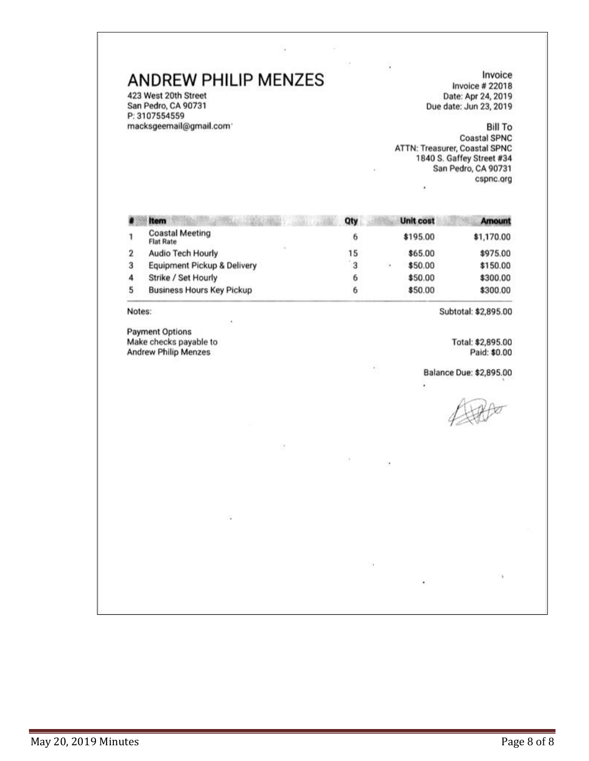# ANDREW PHILIP MENZES

423 West 20th Street
San Pedro, CA 90731
P: 3107554559
macksgeemail@gmail.com

Invoice
Invoice # 22018
Date: Apr 24, 2019
Due date: Jun 23, 2019

Bill To
Coastal SPNC
ATTN: Treasurer, Coastal SPNC
1840 S. Gaffey Street #34
San Pedro, CA 90731
cspnc.org

| # | Item | Qty | Unit cost | Amount |
|---|---|---|---|---|
| 1 | Coastal Meeting<br>Flat Rate | 6 | $195.00 | $1,170.00 |
| 2 | Audio Tech Hourly | 15 | $65.00 | $975.00 |
| 3 | Equipment Pickup & Delivery | 3 | $50.00 | $150.00 |
| 4 | Strike / Set Hourly | 6 | $50.00 | $300.00 |
| 5 | Business Hours Key Pickup | 6 | $50.00 | $300.00 |

Notes:

Subtotal: $2,895.00

Payment Options
Make checks payable to
Andrew Philip Menzes

Total: $2,895.00
Paid: $0.00

Balance Due: $2,895.00